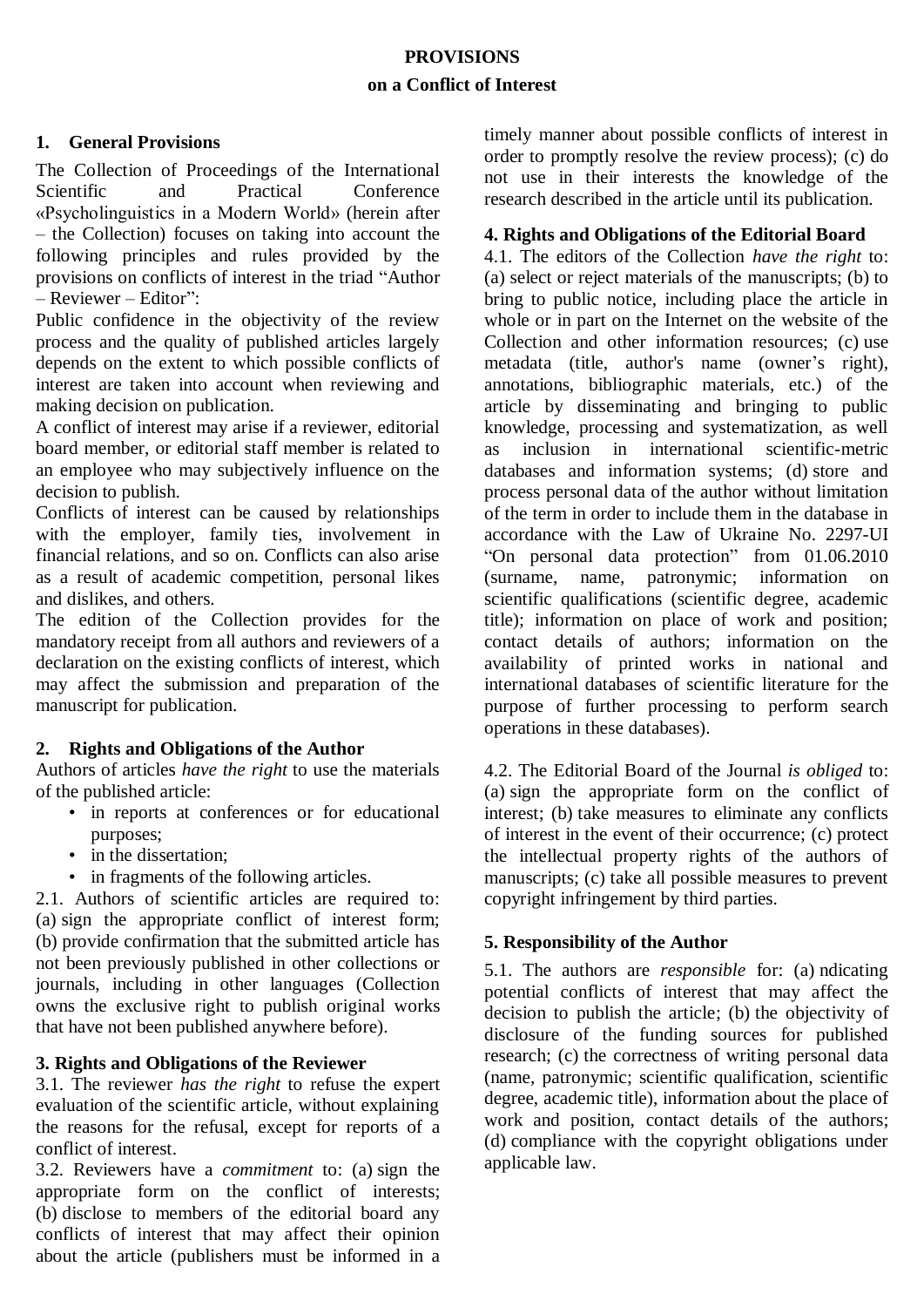# PROVISIONS

## on a Conflict of Interest

### 1. General Provisions

The Collection of Proceedings of the International Scientific and Practical Conference «Psycholinguistics in a Modern World» (herein after – the Collection) focuses on taking into account the following principles and rules provided by the provisions on conflicts of interest in the triad “Author – Reviewer – Editor”:

Public confidence in the objectivity of the review process and the quality of published articles largely depends on the extent to which possible conflicts of interest are taken into account when reviewing and making decision on publication.

A conflict of interest may arise if a reviewer, editorial board member, or editorial staff member is related to an employee who may subjectively influence on the decision to publish.

Conflicts of interest can be caused by relationships with the employer, family ties, involvement in financial relations, and so on. Conflicts can also arise as a result of academic competition, personal likes and dislikes, and others.

The edition of the Collection provides for the mandatory receipt from all authors and reviewers of a declaration on the existing conflicts of interest, which may affect the submission and preparation of the manuscript for publication.

### 2. Rights and Obligations of the Author

Authors of articles *have the right* to use the materials of the published article:

- in reports at conferences or for educational purposes;
- in the dissertation;
- in fragments of the following articles.

2.1. Authors of scientific articles are required to: (a) sign the appropriate conflict of interest form; (b) provide confirmation that the submitted article has not been previously published in other collections or journals, including in other languages (Collection owns the exclusive right to publish original works that have not been published anywhere before).

### 3. Rights and Obligations of the Reviewer

3.1. The reviewer *has the right* to refuse the expert evaluation of the scientific article, without explaining the reasons for the refusal, except for reports of a conflict of interest.

3.2. Reviewers have a *commitment* to: (a) sign the appropriate form on the conflict of interests; (b) disclose to members of the editorial board any conflicts of interest that may affect their opinion about the article (publishers must be informed in a timely manner about possible conflicts of interest in order to promptly resolve the review process); (c) do not use in their interests the knowledge of the research described in the article until its publication.

### 4. Rights and Obligations of the Editorial Board

4.1. The editors of the Collection *have the right* to: (a) select or reject materials of the manuscripts; (b) to bring to public notice, including place the article in whole or in part on the Internet on the website of the Collection and other information resources; (c) use metadata (title, author's name (owner’s right), annotations, bibliographic materials, etc.) of the article by disseminating and bringing to public knowledge, processing and systematization, as well as inclusion in international scientific-metric databases and information systems; (d) store and process personal data of the author without limitation of the term in order to include them in the database in accordance with the Law of Ukraine No. 2297-UI “On personal data protection” from 01.06.2010 (surname, name, patronymic; information on scientific qualifications (scientific degree, academic title); information on place of work and position; contact details of authors; information on the availability of printed works in national and international databases of scientific literature for the purpose of further processing to perform search operations in these databases).

4.2. The Editorial Board of the Journal *is obliged* to: (a) sign the appropriate form on the conflict of interest; (b) take measures to eliminate any conflicts of interest in the event of their occurrence; (c) protect the intellectual property rights of the authors of manuscripts; (c) take all possible measures to prevent copyright infringement by third parties.

### 5. Responsibility of the Author

5.1. The authors are *responsible* for: (a) ndicating potential conflicts of interest that may affect the decision to publish the article; (b) the objectivity of disclosure of the funding sources for published research; (c) the correctness of writing personal data (name, patronymic; scientific qualification, scientific degree, academic title), information about the place of work and position, contact details of the authors; (d) compliance with the copyright obligations under applicable law.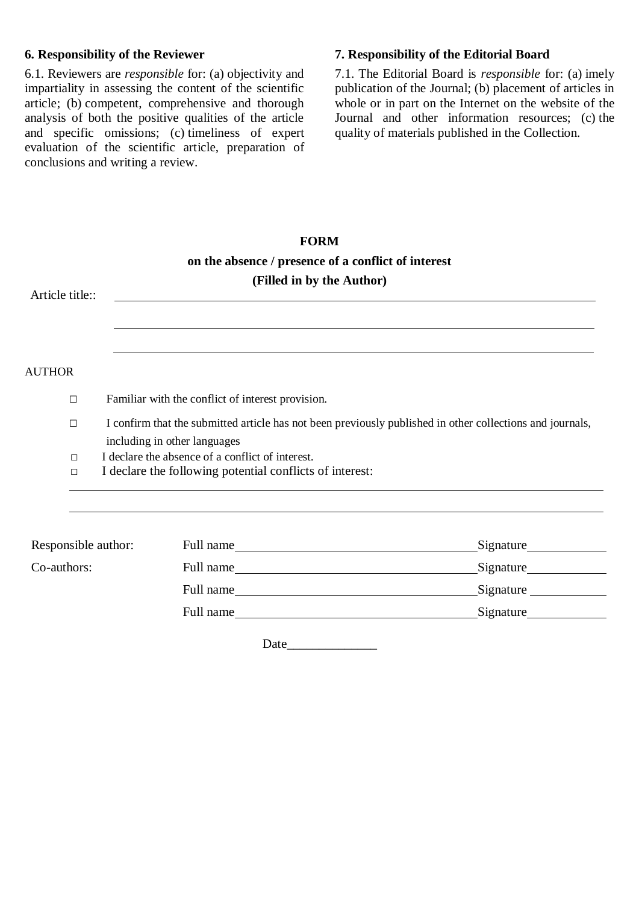## 6. Responsibility of the Reviewer

6.1. Reviewers are *responsible* for: (a) objectivity and impartiality in assessing the content of the scientific article; (b) competent, comprehensive and thorough analysis of both the positive qualities of the article and specific omissions; (c) timeliness of expert evaluation of the scientific article, preparation of conclusions and writing a review.

## 7. Responsibility of the Editorial Board

7.1. The Editorial Board is *responsible* for: (a) imely publication of the Journal; (b) placement of articles in whole or in part on the Internet on the website of the Journal and other information resources; (c) the quality of materials published in the Collection.

**FORM**

**on the absence / presence of a conflict of interest**

**(Filled in by the Author)**

Article title:: ______________________________________________

______________________________________________

______________________________________________

AUTHOR

□ Familiar with the conflict of interest provision.

□ I confirm that the submitted article has not been previously published in other collections and journals, including in other languages

□ I declare the absence of a conflict of interest.

□ I declare the following potential conflicts of interest:

______________________________________________

______________________________________________

Responsible author: Full name______________________ Signature____________

Co-authors: Full name______________________ Signature____________

Full name______________________ Signature____________

Full name______________________ Signature____________

Date______________